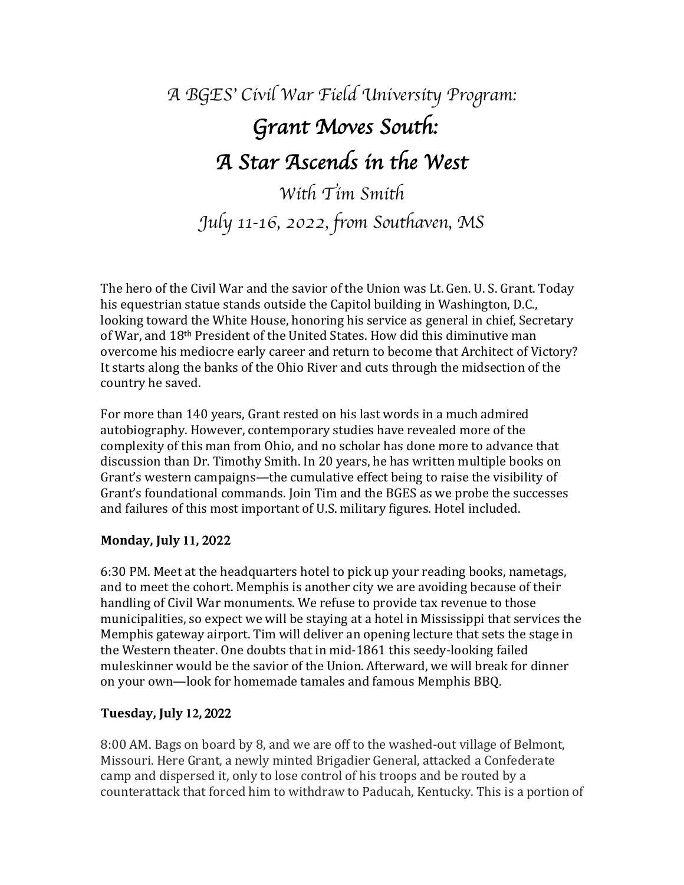*A BGES' Civil War Field University Program:*

# *Grant Moves South: A Star Ascends in the West*

*With Tim Smith*

*July 11-16, 2022, from Southaven, MS*

The hero of the Civil War and the savior of the Union was Lt. Gen. U. S. Grant. Today his equestrian statue stands outside the Capitol building in Washington, D.C., looking toward the White House, honoring his service as general in chief, Secretary of War, and 18th President of the United States. How did this diminutive man overcome his mediocre early career and return to become that Architect of Victory? It starts along the banks of the Ohio River and cuts through the midsection of the country he saved.

For more than 140 years, Grant rested on his last words in a much admired autobiography. However, contemporary studies have revealed more of the complexity of this man from Ohio, and no scholar has done more to advance that discussion than Dr. Timothy Smith. In 20 years, he has written multiple books on Grant's western campaigns—the cumulative effect being to raise the visibility of Grant's foundational commands. Join Tim and the BGES as we probe the successes and failures of this most important of U.S. military figures. Hotel included.

**Monday, July 11, 2022**

6:30 PM. Meet at the headquarters hotel to pick up your reading books, nametags, and to meet the cohort. Memphis is another city we are avoiding because of their handling of Civil War monuments. We refuse to provide tax revenue to those municipalities, so expect we will be staying at a hotel in Mississippi that services the Memphis gateway airport. Tim will deliver an opening lecture that sets the stage in the Western theater. One doubts that in mid-1861 this seedy-looking failed muleskinner would be the savior of the Union. Afterward, we will break for dinner on your own—look for homemade tamales and famous Memphis BBQ.

**Tuesday, July 12, 2022**

8:00 AM. Bags on board by 8, and we are off to the washed-out village of Belmont, Missouri. Here Grant, a newly minted Brigadier General, attacked a Confederate camp and dispersed it, only to lose control of his troops and be routed by a counterattack that forced him to withdraw to Paducah, Kentucky. This is a portion of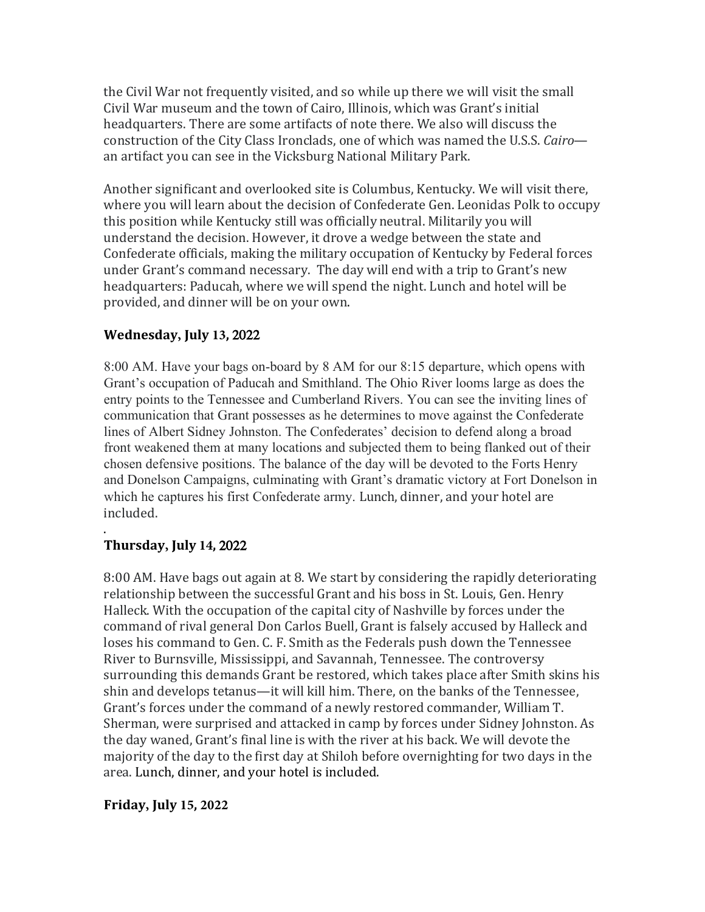the Civil War not frequently visited, and so while up there we will visit the small Civil War museum and the town of Cairo, Illinois, which was Grant's initial headquarters. There are some artifacts of note there. We also will discuss the construction of the City Class Ironclads, one of which was named the U.S.S. *Cairo*—an artifact you can see in the Vicksburg National Military Park.

Another significant and overlooked site is Columbus, Kentucky. We will visit there, where you will learn about the decision of Confederate Gen. Leonidas Polk to occupy this position while Kentucky still was officially neutral. Militarily you will understand the decision. However, it drove a wedge between the state and Confederate officials, making the military occupation of Kentucky by Federal forces under Grant's command necessary. The day will end with a trip to Grant's new headquarters: Paducah, where we will spend the night. Lunch and hotel will be provided, and dinner will be on your own.

**Wednesday, July 13, 2022**

8:00 AM. Have your bags on-board by 8 AM for our 8:15 departure, which opens with Grant's occupation of Paducah and Smithland. The Ohio River looms large as does the entry points to the Tennessee and Cumberland Rivers. You can see the inviting lines of communication that Grant possesses as he determines to move against the Confederate lines of Albert Sidney Johnston. The Confederates' decision to defend along a broad front weakened them at many locations and subjected them to being flanked out of their chosen defensive positions. The balance of the day will be devoted to the Forts Henry and Donelson Campaigns, culminating with Grant's dramatic victory at Fort Donelson in which he captures his first Confederate army. Lunch, dinner, and your hotel are included.

.

**Thursday, July 14, 2022**

8:00 AM. Have bags out again at 8. We start by considering the rapidly deteriorating relationship between the successful Grant and his boss in St. Louis, Gen. Henry Halleck. With the occupation of the capital city of Nashville by forces under the command of rival general Don Carlos Buell, Grant is falsely accused by Halleck and loses his command to Gen. C. F. Smith as the Federals push down the Tennessee River to Burnsville, Mississippi, and Savannah, Tennessee. The controversy surrounding this demands Grant be restored, which takes place after Smith skins his shin and develops tetanus—it will kill him. There, on the banks of the Tennessee, Grant's forces under the command of a newly restored commander, William T. Sherman, were surprised and attacked in camp by forces under Sidney Johnston. As the day waned, Grant's final line is with the river at his back. We will devote the majority of the day to the first day at Shiloh before overnighting for two days in the area. Lunch, dinner, and your hotel is included.

**Friday, July 15, 2022**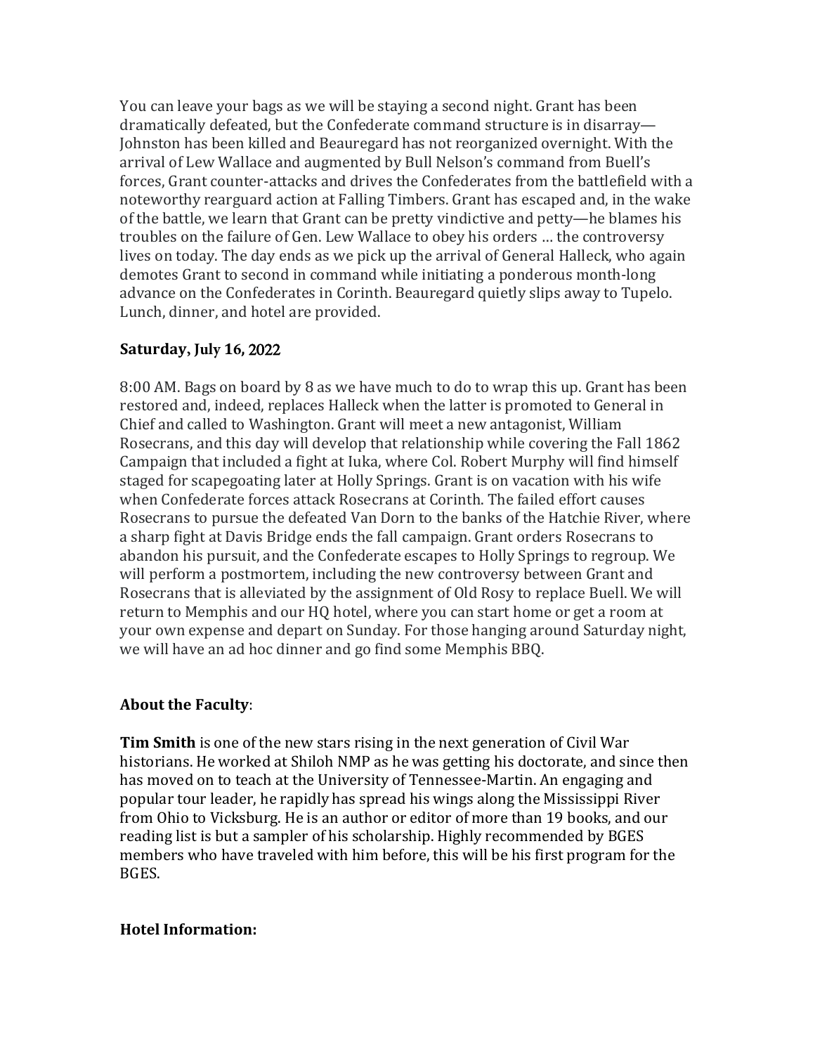You can leave your bags as we will be staying a second night. Grant has been dramatically defeated, but the Confederate command structure is in disarray—Johnston has been killed and Beauregard has not reorganized overnight. With the arrival of Lew Wallace and augmented by Bull Nelson's command from Buell's forces, Grant counter-attacks and drives the Confederates from the battlefield with a noteworthy rearguard action at Falling Timbers. Grant has escaped and, in the wake of the battle, we learn that Grant can be pretty vindictive and petty—he blames his troubles on the failure of Gen. Lew Wallace to obey his orders … the controversy lives on today. The day ends as we pick up the arrival of General Halleck, who again demotes Grant to second in command while initiating a ponderous month-long advance on the Confederates in Corinth. Beauregard quietly slips away to Tupelo. Lunch, dinner, and hotel are provided.

**Saturday, July 16, 2022**

8:00 AM. Bags on board by 8 as we have much to do to wrap this up. Grant has been restored and, indeed, replaces Halleck when the latter is promoted to General in Chief and called to Washington. Grant will meet a new antagonist, William Rosecrans, and this day will develop that relationship while covering the Fall 1862 Campaign that included a fight at Iuka, where Col. Robert Murphy will find himself staged for scapegoating later at Holly Springs. Grant is on vacation with his wife when Confederate forces attack Rosecrans at Corinth. The failed effort causes Rosecrans to pursue the defeated Van Dorn to the banks of the Hatchie River, where a sharp fight at Davis Bridge ends the fall campaign. Grant orders Rosecrans to abandon his pursuit, and the Confederate escapes to Holly Springs to regroup. We will perform a postmortem, including the new controversy between Grant and Rosecrans that is alleviated by the assignment of Old Rosy to replace Buell. We will return to Memphis and our HQ hotel, where you can start home or get a room at your own expense and depart on Sunday. For those hanging around Saturday night, we will have an ad hoc dinner and go find some Memphis BBQ.

**About the Faculty**:

**Tim Smith** is one of the new stars rising in the next generation of Civil War historians. He worked at Shiloh NMP as he was getting his doctorate, and since then has moved on to teach at the University of Tennessee-Martin. An engaging and popular tour leader, he rapidly has spread his wings along the Mississippi River from Ohio to Vicksburg. He is an author or editor of more than 19 books, and our reading list is but a sampler of his scholarship. Highly recommended by BGES members who have traveled with him before, this will be his first program for the BGES.

**Hotel Information:**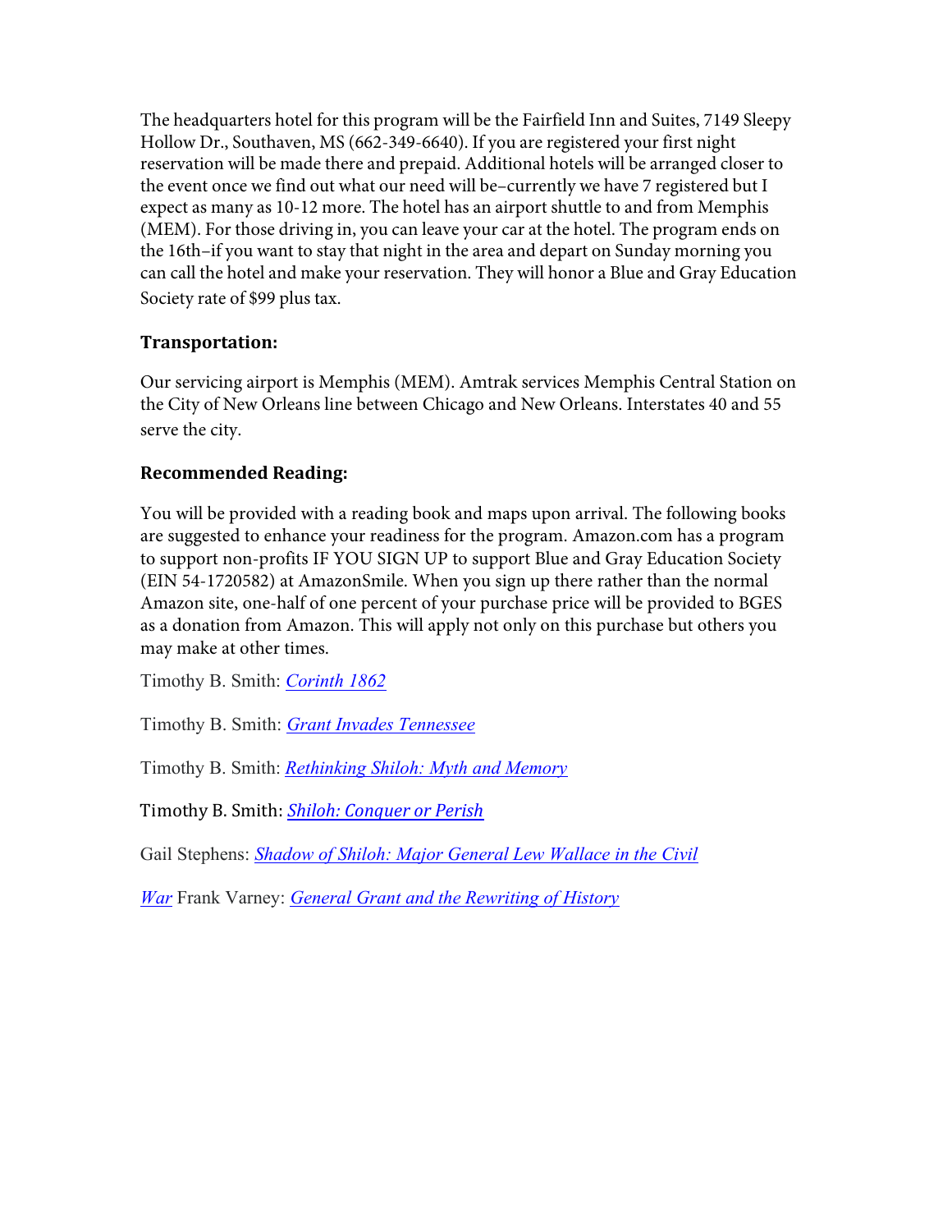The headquarters hotel for this program will be the Fairfield Inn and Suites, 7149 Sleepy Hollow Dr., Southaven, MS (662-349-6640). If you are registered your first night reservation will be made there and prepaid. Additional hotels will be arranged closer to the event once we find out what our need will be–currently we have 7 registered but I expect as many as 10-12 more. The hotel has an airport shuttle to and from Memphis (MEM). For those driving in, you can leave your car at the hotel. The program ends on the 16th–if you want to stay that night in the area and depart on Sunday morning you can call the hotel and make your reservation. They will honor a Blue and Gray Education Society rate of $99 plus tax.

**Transportation:**

Our servicing airport is Memphis (MEM). Amtrak services Memphis Central Station on the City of New Orleans line between Chicago and New Orleans. Interstates 40 and 55 serve the city.

**Recommended Reading:**

You will be provided with a reading book and maps upon arrival. The following books are suggested to enhance your readiness for the program. Amazon.com has a program to support non-profits IF YOU SIGN UP to support Blue and Gray Education Society (EIN 54-1720582) at AmazonSmile. When you sign up there rather than the normal Amazon site, one-half of one percent of your purchase price will be provided to BGES as a donation from Amazon. This will apply not only on this purchase but others you may make at other times.

Timothy B. Smith: *Corinth 1862*

Timothy B. Smith: *Grant Invades Tennessee*

Timothy B. Smith: *Rethinking Shiloh: Myth and Memory*

Timothy B. Smith: *Shiloh: Conquer or Perish*

Gail Stephens: *Shadow of Shiloh: Major General Lew Wallace in the Civil War*

Frank Varney: *General Grant and the Rewriting of History*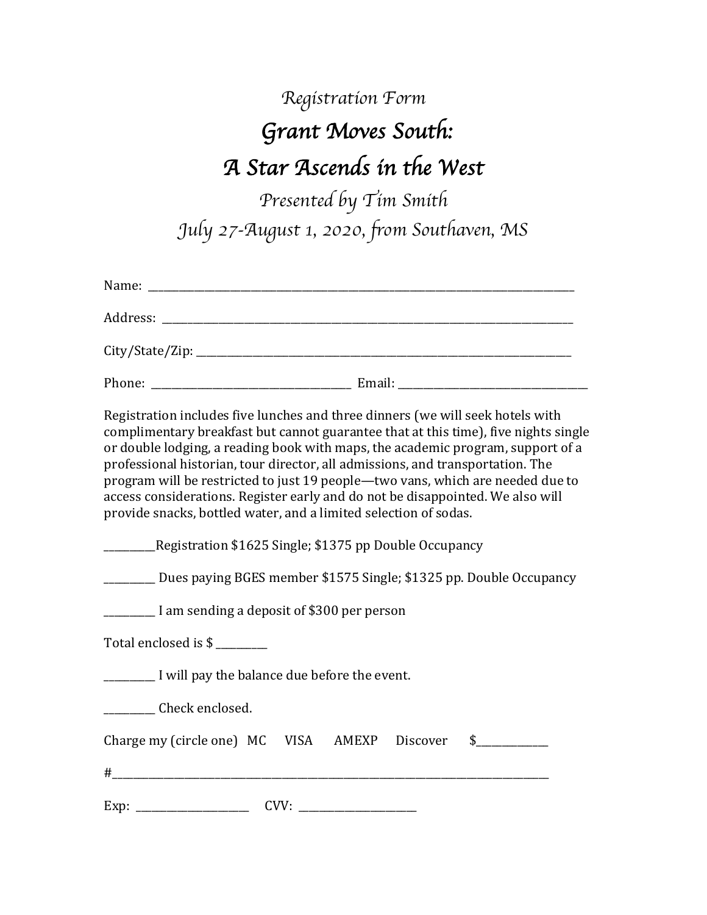*Registration Form*

# *Grant Moves South:*
# *A Star Ascends in the West*

*Presented by Tim Smith*

*July 27-August 1, 2020, from Southaven, MS*

Name: ______________________________________________________________________________

Address: ____________________________________________________________________________

City/State/Zip: ________________________________________________________________________

Phone: ____________________________________ Email: __________________________________

Registration includes five lunches and three dinners (we will seek hotels with complimentary breakfast but cannot guarantee that at this time), five nights single or double lodging, a reading book with maps, the academic program, support of a professional historian, tour director, all admissions, and transportation. The program will be restricted to just 19 people—two vans, which are needed due to access considerations. Register early and do not be disappointed. We also will provide snacks, bottled water, and a limited selection of sodas.

__________Registration $1625 Single; $1375 pp Double Occupancy

__________ Dues paying BGES member $1575 Single; $1325 pp. Double Occupancy

__________ I am sending a deposit of $300 per person

Total enclosed is $ __________

__________ I will pay the balance due before the event.

__________ Check enclosed.

Charge my (circle one) MC VISA AMEXP Discover $______________

#__________________________________________________________________________________

Exp: ______________________ CVV: ______________________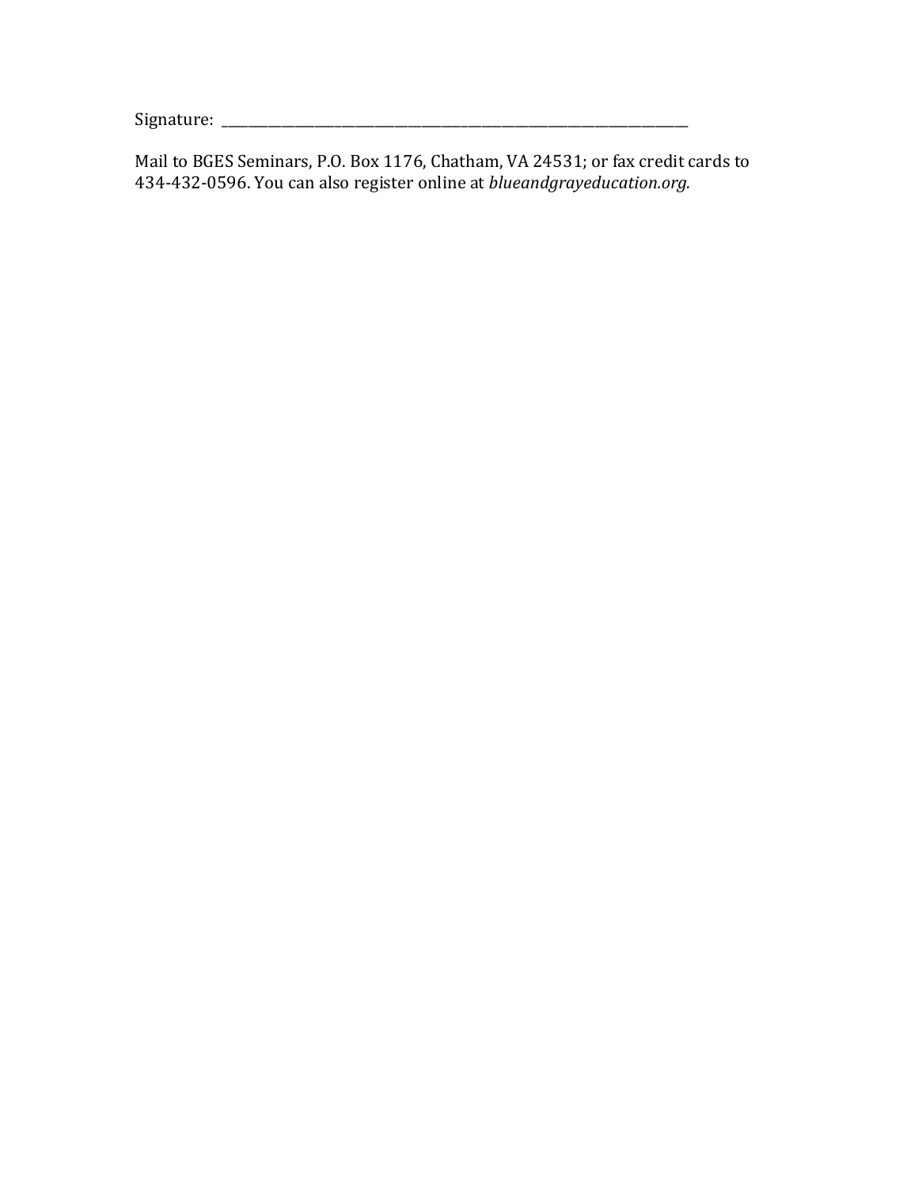Signature: ______________________________________________________________________

Mail to BGES Seminars, P.O. Box 1176, Chatham, VA 24531; or fax credit cards to 434-432-0596. You can also register online at *blueandgrayeducation.org.*